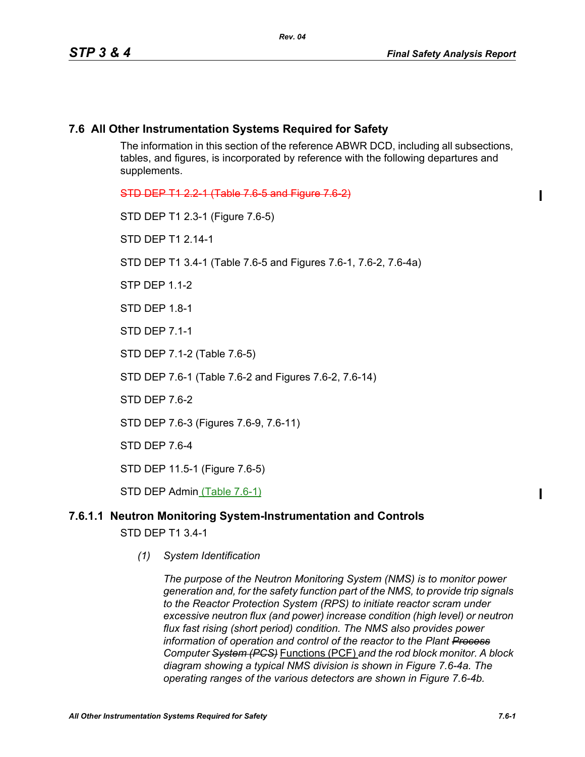## 7.6 All Other Instrumentation Systems Required for Safety

The information in this section of the reference ABWR DCD, including all subsections, tables, and figures, is incorporated by reference with the following departures and supplements.

~~STD DEP T1 2.2-1 (Table 7.6-5 and Figure 7.6-2)~~

STD DEP T1 2.3-1 (Figure 7.6-5)

STD DEP T1 2.14-1

STD DEP T1 3.4-1 (Table 7.6-5 and Figures 7.6-1, 7.6-2, 7.6-4a)

STP DEP 1.1-2

STD DEP 1.8-1

STD DEP 7.1-1

STD DEP 7.1-2 (Table 7.6-5)

STD DEP 7.6-1 (Table 7.6-2 and Figures 7.6-2, 7.6-14)

STD DEP 7.6-2

STD DEP 7.6-3 (Figures 7.6-9, 7.6-11)

STD DEP 7.6-4

STD DEP 11.5-1 (Figure 7.6-5)

STD DEP Admin (Table 7.6-1)

### 7.6.1.1 Neutron Monitoring System-Instrumentation and Controls

STD DEP T1 3.4-1

*(1) System Identification*

*The purpose of the Neutron Monitoring System (NMS) is to monitor power generation and, for the safety function part of the NMS, to provide trip signals to the Reactor Protection System (RPS) to initiate reactor scram under excessive neutron flux (and power) increase condition (high level) or neutron flux fast rising (short period) condition. The NMS also provides power information of operation and control of the reactor to the Plant ~~Process~~ Computer ~~System (PCS)~~* Functions (PCF) *and the rod block monitor. A block diagram showing a typical NMS division is shown in Figure 7.6-4a. The operating ranges of the various detectors are shown in Figure 7.6-4b.*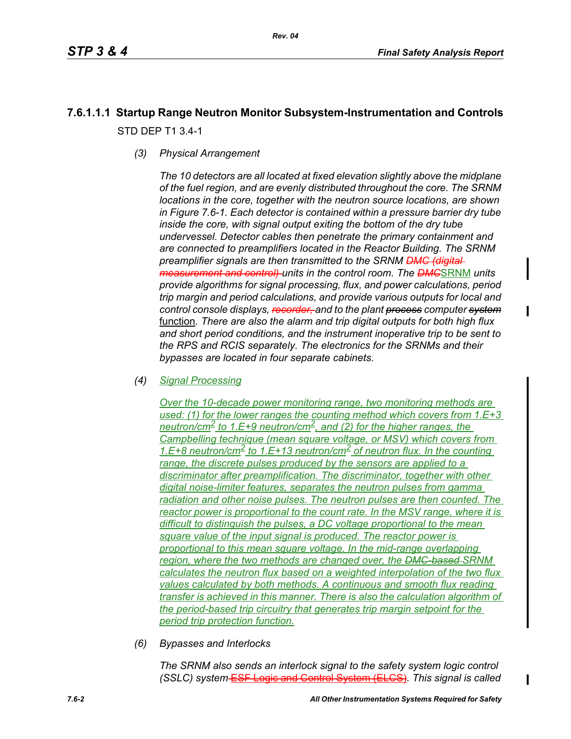### 7.6.1.1.1 Startup Range Neutron Monitor Subsystem-Instrumentation and Controls

STD DEP T1 3.4-1

*(3) Physical Arrangement*

*The 10 detectors are all located at fixed elevation slightly above the midplane of the fuel region, and are evenly distributed throughout the core. The SRNM locations in the core, together with the neutron source locations, are shown in Figure 7.6-1. Each detector is contained within a pressure barrier dry tube inside the core, with signal output exiting the bottom of the dry tube undervessel. Detector cables then penetrate the primary containment and are connected to preamplifiers located in the Reactor Building. The SRNM preamplifier signals are then transmitted to the SRNM ~~DMC (digital measurement and control)~~ units in the control room. The ~~DMC~~*SRNM *units provide algorithms for signal processing, flux, and power calculations, period trip margin and period calculations, and provide various outputs for local and control console displays, ~~recorder,~~ and to the plant ~~process~~ computer ~~system~~* function*. There are also the alarm and trip digital outputs for both high flux and short period conditions, and the instrument inoperative trip to be sent to the RPS and RCIS separately. The electronics for the SRNMs and their bypasses are located in four separate cabinets.*

*(4) Signal Processing*

*Over the 10-decade power monitoring range, two monitoring methods are used: (1) for the lower ranges the counting method which covers from 1.E+3 neutron/cm$^2$ to 1.E+9 neutron/cm$^2$, and (2) for the higher ranges, the Campbelling technique (mean square voltage, or MSV) which covers from 1.E+8 neutron/cm$^2$ to 1.E+13 neutron/cm$^2$ of neutron flux. In the counting range, the discrete pulses produced by the sensors are applied to a discriminator after preamplification. The discriminator, together with other digital noise-limiter features, separates the neutron pulses from gamma radiation and other noise pulses. The neutron pulses are then counted. The reactor power is proportional to the count rate. In the MSV range, where it is difficult to distinguish the pulses, a DC voltage proportional to the mean square value of the input signal is produced. The reactor power is proportional to this mean square voltage. In the mid-range overlapping region, where the two methods are changed over, the ~~DMC-based~~ SRNM calculates the neutron flux based on a weighted interpolation of the two flux values calculated by both methods. A continuous and smooth flux reading transfer is achieved in this manner. There is also the calculation algorithm of the period-based trip circuitry that generates trip margin setpoint for the period trip protection function.*

*(6) Bypasses and Interlocks*

*The SRNM also sends an interlock signal to the safety system logic control (SSLC) system* ~~ESF Logic and Control System (ELCS)~~*. This signal is called*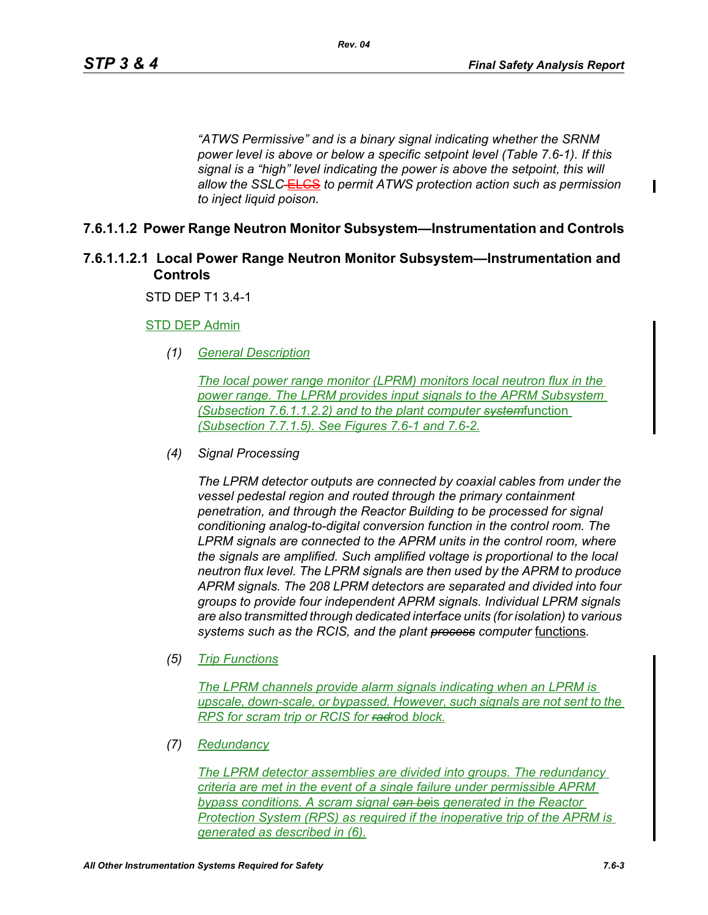*"ATWS Permissive" and is a binary signal indicating whether the SRNM power level is above or below a specific setpoint level (Table 7.6-1). If this signal is a "high" level indicating the power is above the setpoint, this will allow the SSLC ~~ELCS~~ to permit ATWS protection action such as permission to inject liquid poison.*

## 7.6.1.1.2 Power Range Neutron Monitor Subsystem—Instrumentation and Controls

### 7.6.1.1.2.1 Local Power Range Neutron Monitor Subsystem—Instrumentation and Controls

STD DEP T1 3.4-1

STD DEP Admin

*(1) General Description*

*The local power range monitor (LPRM) monitors local neutron flux in the power range. The LPRM provides input signals to the APRM Subsystem (Subsection 7.6.1.1.2.2) and to the plant computer ~~system~~function (Subsection 7.7.1.5). See Figures 7.6-1 and 7.6-2.*

*(4) Signal Processing*

*The LPRM detector outputs are connected by coaxial cables from under the vessel pedestal region and routed through the primary containment penetration, and through the Reactor Building to be processed for signal conditioning analog-to-digital conversion function in the control room. The LPRM signals are connected to the APRM units in the control room, where the signals are amplified. Such amplified voltage is proportional to the local neutron flux level. The LPRM signals are then used by the APRM to produce APRM signals. The 208 LPRM detectors are separated and divided into four groups to provide four independent APRM signals. Individual LPRM signals are also transmitted through dedicated interface units (for isolation) to various systems such as the RCIS, and the plant ~~process~~ computer* functions*.*

*(5) Trip Functions*

*The LPRM channels provide alarm signals indicating when an LPRM is upscale, down-scale, or bypassed. However, such signals are not sent to the RPS for scram trip or RCIS for ~~rad~~rod block.*

*(7) Redundancy*

*The LPRM detector assemblies are divided into groups. The redundancy criteria are met in the event of a single failure under permissible APRM bypass conditions. A scram signal ~~can be~~is generated in the Reactor Protection System (RPS) as required if the inoperative trip of the APRM is generated as described in (6).*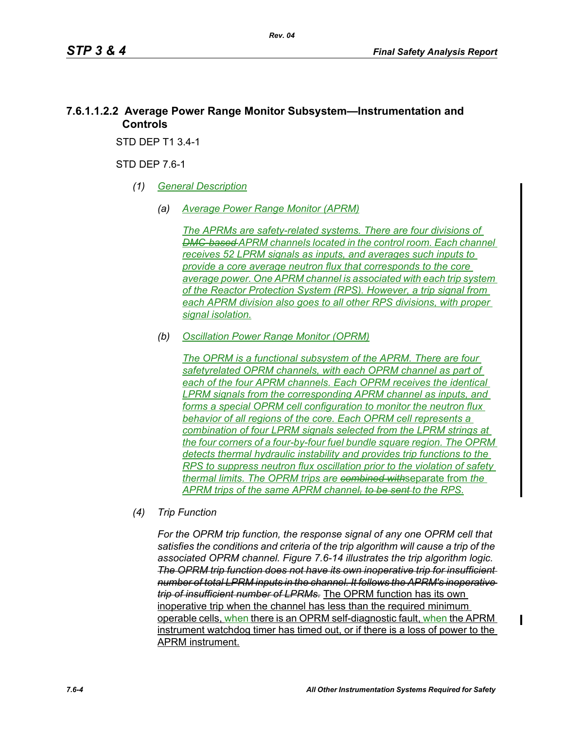### 7.6.1.1.2.2 Average Power Range Monitor Subsystem—Instrumentation and Controls

STD DEP T1 3.4-1

STD DEP 7.6-1

*(1) General Description*

*(a) Average Power Range Monitor (APRM)*

*The APRMs are safety-related systems. There are four divisions of ~~DMC-based~~ APRM channels located in the control room. Each channel receives 52 LPRM signals as inputs, and averages such inputs to provide a core average neutron flux that corresponds to the core average power. One APRM channel is associated with each trip system of the Reactor Protection System (RPS). However, a trip signal from each APRM division also goes to all other RPS divisions, with proper signal isolation.*

*(b) Oscillation Power Range Monitor (OPRM)*

*The OPRM is a functional subsystem of the APRM. There are four safetyrelated OPRM channels, with each OPRM channel as part of each of the four APRM channels. Each OPRM receives the identical LPRM signals from the corresponding APRM channel as inputs, and forms a special OPRM cell configuration to monitor the neutron flux behavior of all regions of the core. Each OPRM cell represents a combination of four LPRM signals selected from the LPRM strings at the four corners of a four-by-four fuel bundle square region. The OPRM detects thermal hydraulic instability and provides trip functions to the RPS to suppress neutron flux oscillation prior to the violation of safety thermal limits. The OPRM trips are ~~combined with~~separate from the APRM trips of the same APRM channel~~, to be sent~~ to the RPS.*

*(4) Trip Function*

*For the OPRM trip function, the response signal of any one OPRM cell that satisfies the conditions and criteria of the trip algorithm will cause a trip of the associated OPRM channel. Figure 7.6-14 illustrates the trip algorithm logic. ~~The OPRM trip function does not have its own inoperative trip for insufficient number of total LPRM inputs in the channel. It follows the APRM's inoperative trip of insufficient number of LPRMs.~~* The OPRM function has its own inoperative trip when the channel has less than the required minimum operable cells, when there is an OPRM self-diagnostic fault, when the APRM instrument watchdog timer has timed out, or if there is a loss of power to the APRM instrument.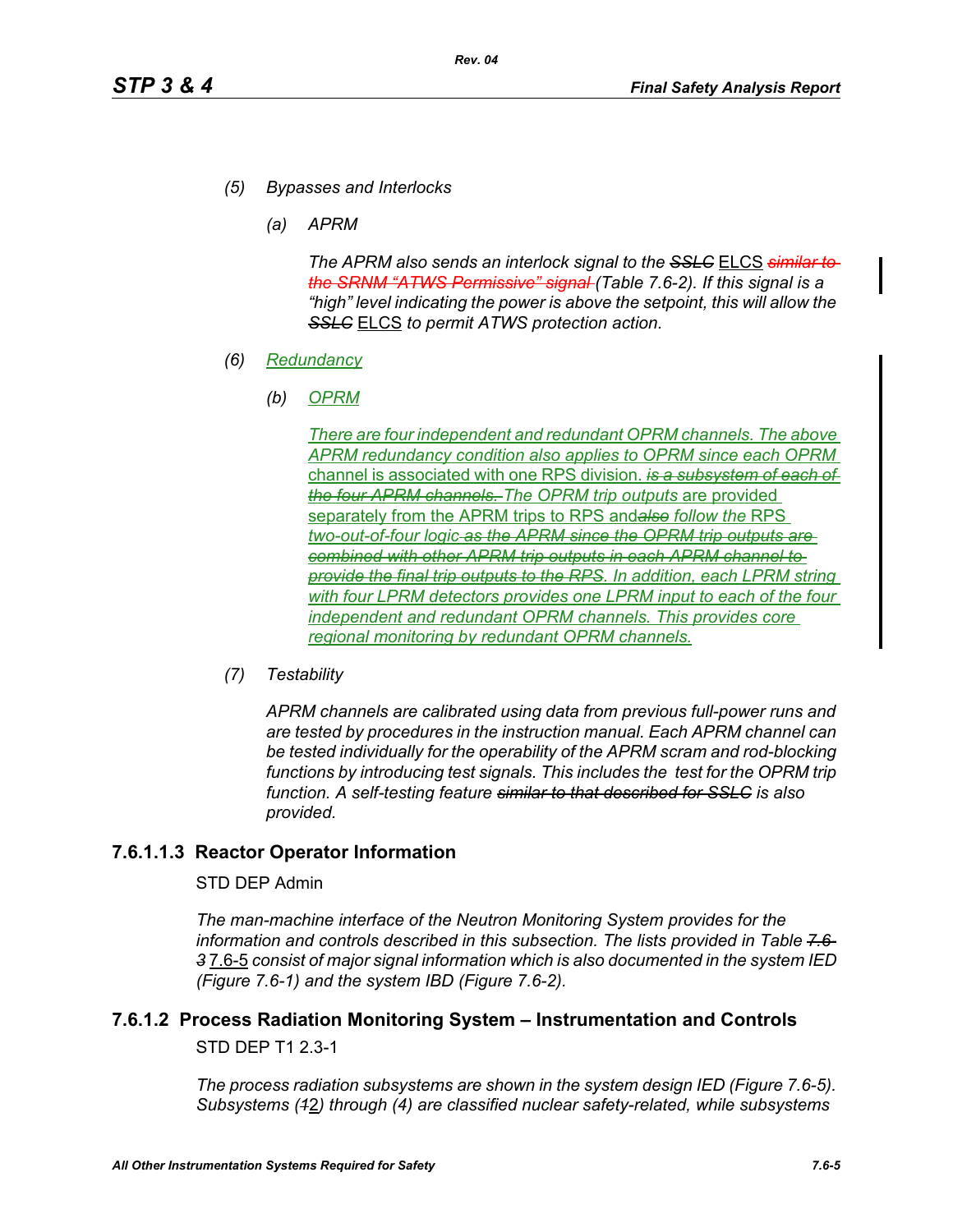*(5) Bypasses and Interlocks*

*(a) APRM*

*The APRM also sends an interlock signal to the ~~SSLC~~ ELCS ~~similar to the SRNM "ATWS Permissive" signal~~ (Table 7.6-2). If this signal is a "high" level indicating the power is above the setpoint, this will allow the ~~SSLC~~ ELCS to permit ATWS protection action.*

*(6) Redundancy*

*(b) OPRM*

*There are four independent and redundant OPRM channels. The above APRM redundancy condition also applies to OPRM since each OPRM* channel is associated with one RPS division. *~~is a subsystem of each of the four APRM channels.~~ The OPRM trip outputs* are provided separately from the APRM trips to RPS and*~~also~~ follow the* RPS *two-out-of-four logic ~~as the APRM since the OPRM trip outputs are combined with other APRM trip outputs in each APRM channel to provide the final trip outputs to the RPS~~. In addition, each LPRM string with four LPRM detectors provides one LPRM input to each of the four independent and redundant OPRM channels. This provides core regional monitoring by redundant OPRM channels.*

*(7) Testability*

*APRM channels are calibrated using data from previous full-power runs and are tested by procedures in the instruction manual. Each APRM channel can be tested individually for the operability of the APRM scram and rod-blocking functions by introducing test signals. This includes the test for the OPRM trip function. A self-testing feature ~~similar to that described for SSLC~~ is also provided.*

### 7.6.1.1.3 Reactor Operator Information

STD DEP Admin

*The man-machine interface of the Neutron Monitoring System provides for the information and controls described in this subsection. The lists provided in Table ~~7.6-3~~* 7.6-5 *consist of major signal information which is also documented in the system IED (Figure 7.6-1) and the system IBD (Figure 7.6-2).*

## 7.6.1.2 Process Radiation Monitoring System – Instrumentation and Controls

STD DEP T1 2.3-1

*The process radiation subsystems are shown in the system design IED (Figure 7.6-5). Subsystems (~~1~~2) through (4) are classified nuclear safety-related, while subsystems*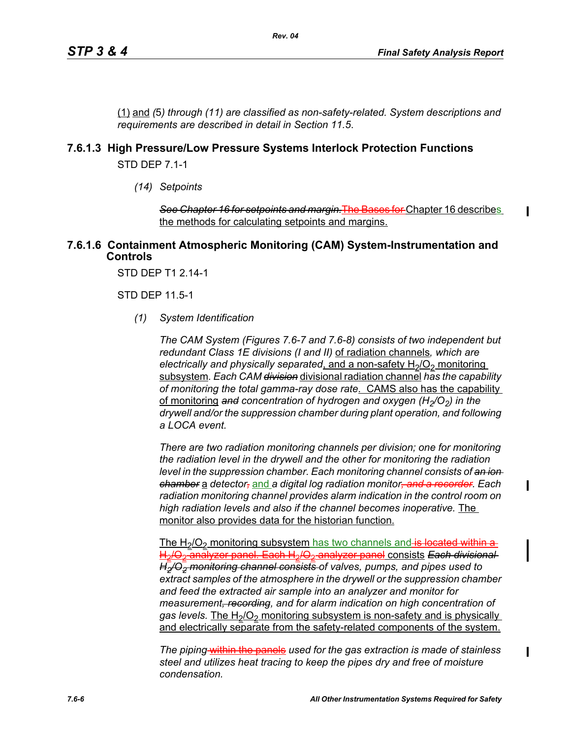(1) and (5) through (11) are classified as non-safety-related. System descriptions and requirements are described in detail in Section 11.5.

### 7.6.1.3 High Pressure/Low Pressure Systems Interlock Protection Functions

STD DEP 7.1-1

*(14) Setpoints*

~~*See Chapter 16 for setpoints and margin.*~~ ~~The Bases for~~ Chapter 16 describes the methods for calculating setpoints and margins.

### 7.6.1.6 Containment Atmospheric Monitoring (CAM) System-Instrumentation and Controls

STD DEP T1 2.14-1

STD DEP 11.5-1

*(1) System Identification*

*The CAM System (Figures 7.6-7 and 7.6-8) consists of two independent but redundant Class 1E divisions (I and II)* of radiation channels*, which are electrically and physically separated*, and a non-safety $H_2/O_2$ monitoring subsystem*. Each CAM* ~~*division*~~ divisional radiation channel *has the capability of monitoring the total gamma-ray dose rate*. CAMS also has the capability of monitoring ~~*and*~~ *concentration of hydrogen and oxygen ($H_2/O_2$) in the drywell and/or the suppression chamber during plant operation, and following a LOCA event.*

*There are two radiation monitoring channels per division; one for monitoring the radiation level in the drywell and the other for monitoring the radiation level in the suppression chamber. Each monitoring channel consists of* ~~*an ion chamber*~~ a *detector*~~,~~ and *a digital log radiation monitor*~~*, and a recorder*~~*. Each radiation monitoring channel provides alarm indication in the control room on high radiation levels and also if the channel becomes inoperative.* The monitor also provides data for the historian function.

The $H_2/O_2$ monitoring subsystem has two channels and ~~is located within a $H_2/O_2$ analyzer panel. Each $H_2/O_2$ analyzer panel~~ consists ~~*Each divisional $H_2/O_2$ monitoring channel consists*~~ *of valves, pumps, and pipes used to extract samples of the atmosphere in the drywell or the suppression chamber and feed the extracted air sample into an analyzer and monitor for measurement*~~*, recording*~~*, and for alarm indication on high concentration of gas levels.* The $H_2/O_2$ monitoring subsystem is non-safety and is physically and electrically separate from the safety-related components of the system.

*The piping* ~~within the panels~~ *used for the gas extraction is made of stainless steel and utilizes heat tracing to keep the pipes dry and free of moisture condensation.*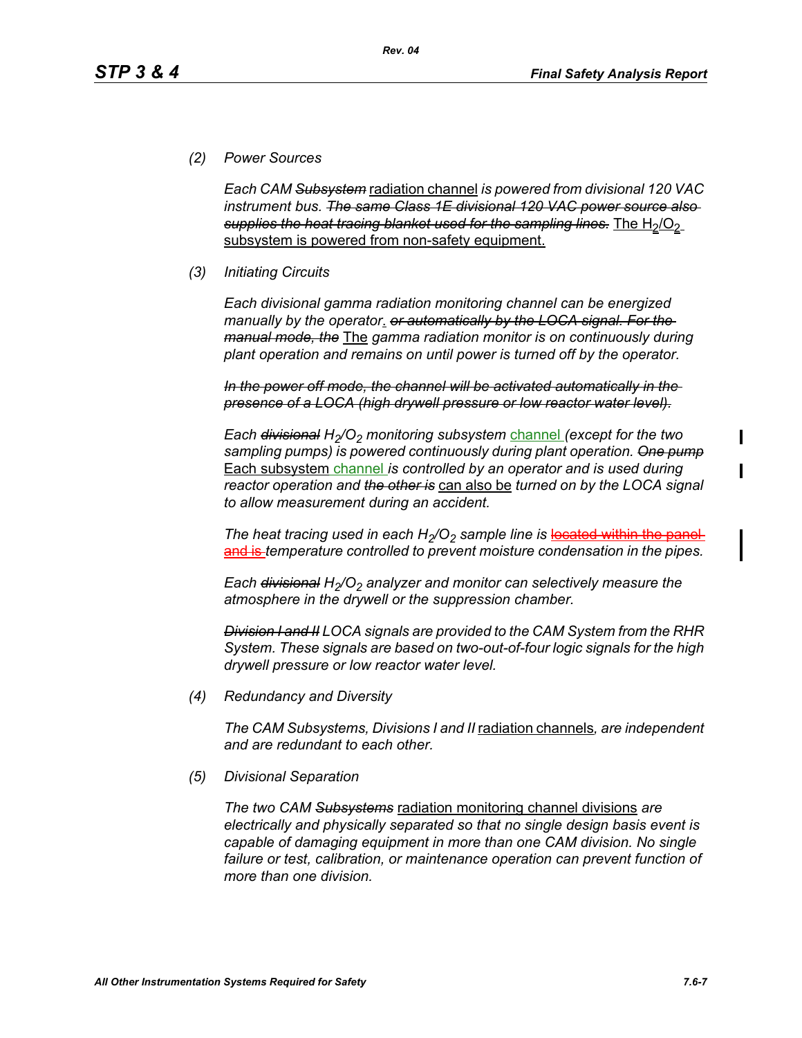(2) Power Sources

*Each CAM* ~~*Subsystem*~~ radiation channel *is powered from divisional 120 VAC instrument bus.* ~~*The same Class 1E divisional 120 VAC power source also supplies the heat tracing blanket used for the sampling lines.*~~ The $H_2/O_2$ subsystem is powered from non-safety equipment.

(3) Initiating Circuits

*Each divisional gamma radiation monitoring channel can be energized manually by the operator*. ~~*or automatically by the LOCA signal. For the manual mode, the*~~ The *gamma radiation monitor is on continuously during plant operation and remains on until power is turned off by the operator.*

~~*In the power off mode, the channel will be activated automatically in the presence of a LOCA (high drywell pressure or low reactor water level).*~~

*Each* ~~*divisional*~~ *$H_2/O_2$ monitoring subsystem* channel *(except for the two sampling pumps) is powered continuously during plant operation.* ~~*One pump*~~ Each subsystem channel *is controlled by an operator and is used during reactor operation and* ~~*the other is*~~ can also be *turned on by the LOCA signal to allow measurement during an accident.*

*The heat tracing used in each $H_2/O_2$ sample line is* ~~located within the panel and is~~ *temperature controlled to prevent moisture condensation in the pipes.*

*Each* ~~*divisional*~~ *$H_2/O_2$ analyzer and monitor can selectively measure the atmosphere in the drywell or the suppression chamber.*

~~*Division I and II*~~ *LOCA signals are provided to the CAM System from the RHR System. These signals are based on two-out-of-four logic signals for the high drywell pressure or low reactor water level.*

(4) Redundancy and Diversity

*The CAM Subsystems, Divisions I and II* radiation channels*, are independent and are redundant to each other.*

(5) Divisional Separation

*The two CAM* ~~*Subsystems*~~ radiation monitoring channel divisions *are electrically and physically separated so that no single design basis event is capable of damaging equipment in more than one CAM division. No single failure or test, calibration, or maintenance operation can prevent function of more than one division.*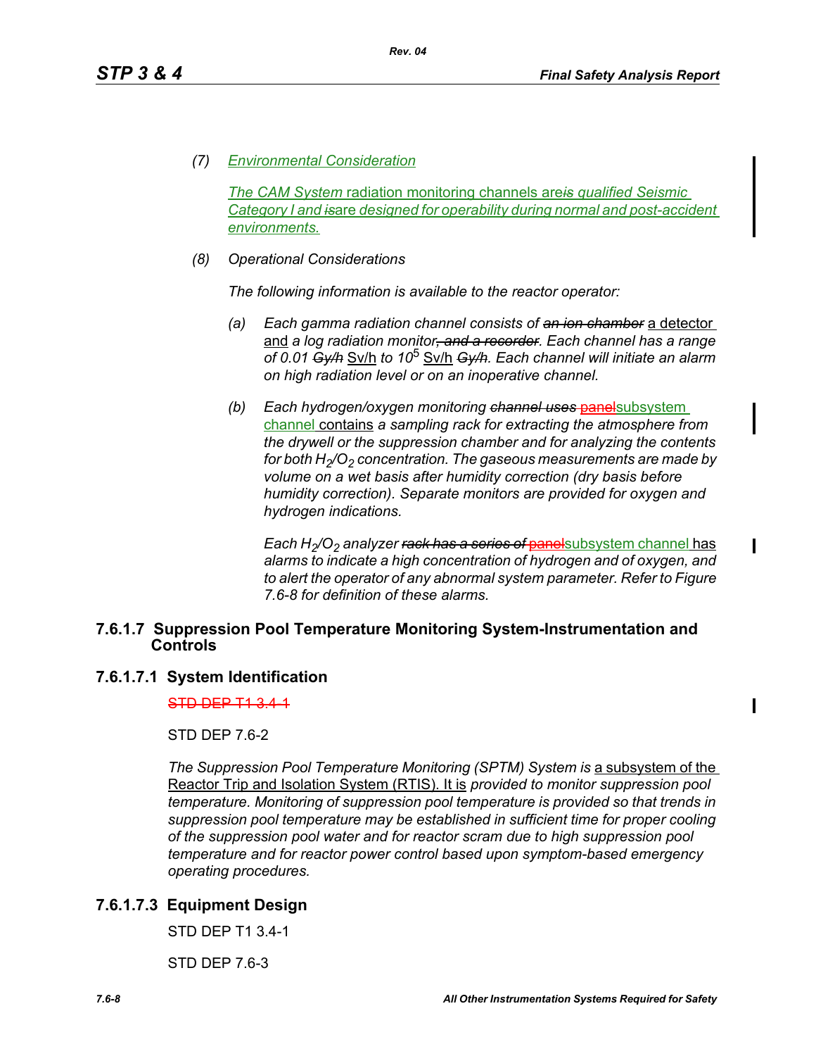(7) *Environmental Consideration*

*The CAM System* radiation monitoring channels are*is qualified Seismic Category I and is*are *designed for operability during normal and post-accident environments.*

(8) *Operational Considerations*

*The following information is available to the reactor operator:*

(a) *Each gamma radiation channel consists of ~~an ion chamber~~* a detector and *a log radiation monitor~~, and a recorder~~. Each channel has a range of 0.01 ~~Gy/h~~* Sv/h *to* $10^5$ Sv/h *~~Gy/h~~. Each channel will initiate an alarm on high radiation level or on an inoperative channel.*

(b) *Each hydrogen/oxygen monitoring ~~channel uses~~* ~~panel~~subsystem channel contains *a sampling rack for extracting the atmosphere from the drywell or the suppression chamber and for analyzing the contents for both* $H_2/O_2$ *concentration. The gaseous measurements are made by volume on a wet basis after humidity correction (dry basis before humidity correction). Separate monitors are provided for oxygen and hydrogen indications.*

*Each* $H_2/O_2$ *analyzer ~~rack has a series of~~* ~~panel~~subsystem channel has *alarms to indicate a high concentration of hydrogen and of oxygen, and to alert the operator of any abnormal system parameter. Refer to Figure 7.6-8 for definition of these alarms.*

### 7.6.1.7 Suppression Pool Temperature Monitoring System-Instrumentation and Controls

#### 7.6.1.7.1 System Identification

~~STD DEP T1 3.4-1~~

STD DEP 7.6-2

*The Suppression Pool Temperature Monitoring (SPTM) System is* a subsystem of the Reactor Trip and Isolation System (RTIS). It is *provided to monitor suppression pool temperature. Monitoring of suppression pool temperature is provided so that trends in suppression pool temperature may be established in sufficient time for proper cooling of the suppression pool water and for reactor scram due to high suppression pool temperature and for reactor power control based upon symptom-based emergency operating procedures.*

#### 7.6.1.7.3 Equipment Design

STD DEP T1 3.4-1

STD DEP 7.6-3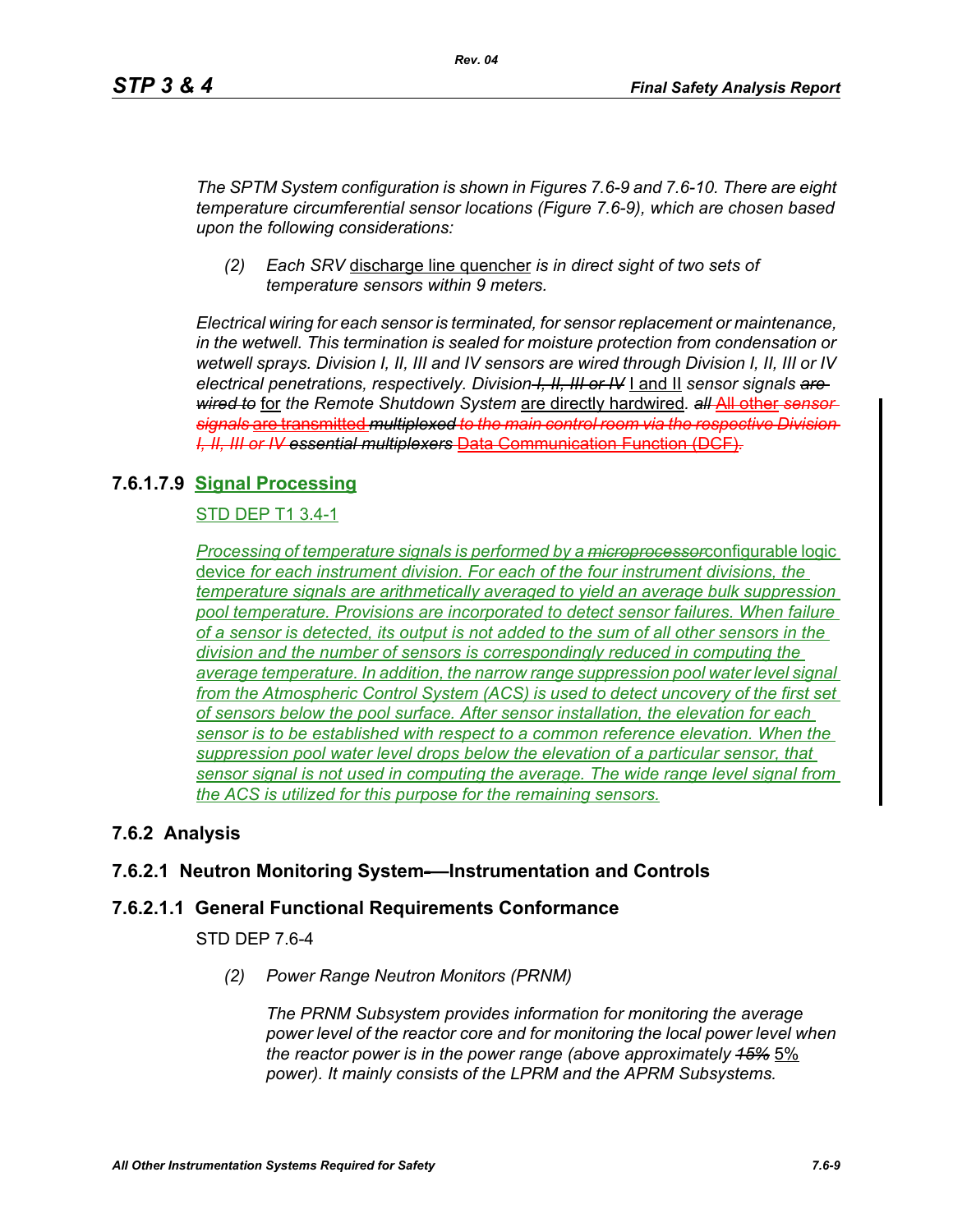*The SPTM System configuration is shown in Figures 7.6-9 and 7.6-10. There are eight temperature circumferential sensor locations (Figure 7.6-9), which are chosen based upon the following considerations:*

(2) *Each SRV* discharge line quencher *is in direct sight of two sets of temperature sensors within 9 meters.*

*Electrical wiring for each sensor is terminated, for sensor replacement or maintenance, in the wetwell. This termination is sealed for moisture protection from condensation or wetwell sprays. Division I, II, III and IV sensors are wired through Division I, II, III or IV electrical penetrations, respectively. Division ~~I, II, III or IV~~* I and II *sensor signals ~~are wired to~~* for *the Remote Shutdown System* are directly hardwired*. ~~all~~* All other *~~sensor signals~~* are transmitted *~~multiplexed to the main control room via the respective Division I, II, III or IV essential multiplexers~~* Data Communication Function (DCF).

### 7.6.1.7.9 Signal Processing

STD DEP T1 3.4-1

*Processing of temperature signals is performed by a ~~microprocessor~~*configurable logic device *for each instrument division. For each of the four instrument divisions, the temperature signals are arithmetically averaged to yield an average bulk suppression pool temperature. Provisions are incorporated to detect sensor failures. When failure of a sensor is detected, its output is not added to the sum of all other sensors in the division and the number of sensors is correspondingly reduced in computing the average temperature. In addition, the narrow range suppression pool water level signal from the Atmospheric Control System (ACS) is used to detect uncovery of the first set of sensors below the pool surface. After sensor installation, the elevation for each sensor is to be established with respect to a common reference elevation. When the suppression pool water level drops below the elevation of a particular sensor, that sensor signal is not used in computing the average. The wide range level signal from the ACS is utilized for this purpose for the remaining sensors.*

## 7.6.2 Analysis

### 7.6.2.1 Neutron Monitoring System—Instrumentation and Controls

### 7.6.2.1.1 General Functional Requirements Conformance

STD DEP 7.6-4

(2) *Power Range Neutron Monitors (PRNM)*

*The PRNM Subsystem provides information for monitoring the average power level of the reactor core and for monitoring the local power level when the reactor power is in the power range (above approximately ~~15%~~* 5% *power). It mainly consists of the LPRM and the APRM Subsystems.*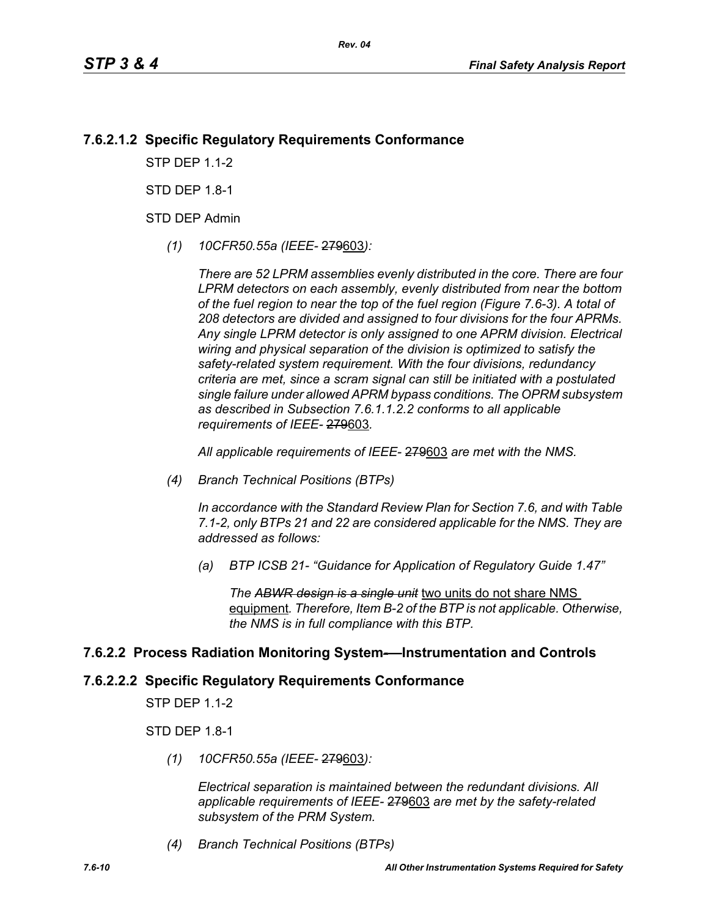### 7.6.2.1.2 Specific Regulatory Requirements Conformance

STP DEP 1.1-2

STD DEP 1.8-1

STD DEP Admin

*(1) 10CFR50.55a (IEEE- ~~279~~603):*

*There are 52 LPRM assemblies evenly distributed in the core. There are four LPRM detectors on each assembly, evenly distributed from near the bottom of the fuel region to near the top of the fuel region (Figure 7.6-3). A total of 208 detectors are divided and assigned to four divisions for the four APRMs. Any single LPRM detector is only assigned to one APRM division. Electrical wiring and physical separation of the division is optimized to satisfy the safety-related system requirement. With the four divisions, redundancy criteria are met, since a scram signal can still be initiated with a postulated single failure under allowed APRM bypass conditions. The OPRM subsystem as described in Subsection 7.6.1.1.2.2 conforms to all applicable requirements of IEEE- ~~279~~603.*

*All applicable requirements of IEEE- ~~279~~603 are met with the NMS.*

*(4) Branch Technical Positions (BTPs)*

*In accordance with the Standard Review Plan for Section 7.6, and with Table 7.1-2, only BTPs 21 and 22 are considered applicable for the NMS. They are addressed as follows:*

*(a) BTP ICSB 21- "Guidance for Application of Regulatory Guide 1.47"*

*The ~~ABWR design is a single unit~~* two units do not share NMS equipment*. Therefore, Item B-2 of the BTP is not applicable. Otherwise, the NMS is in full compliance with this BTP.*

### 7.6.2.2 Process Radiation Monitoring System—Instrumentation and Controls

### 7.6.2.2.2 Specific Regulatory Requirements Conformance

STP DEP 1.1-2

STD DEP 1.8-1

*(1) 10CFR50.55a (IEEE- ~~279~~603):*

*Electrical separation is maintained between the redundant divisions. All applicable requirements of IEEE- ~~279~~603 are met by the safety-related subsystem of the PRM System.*

*(4) Branch Technical Positions (BTPs)*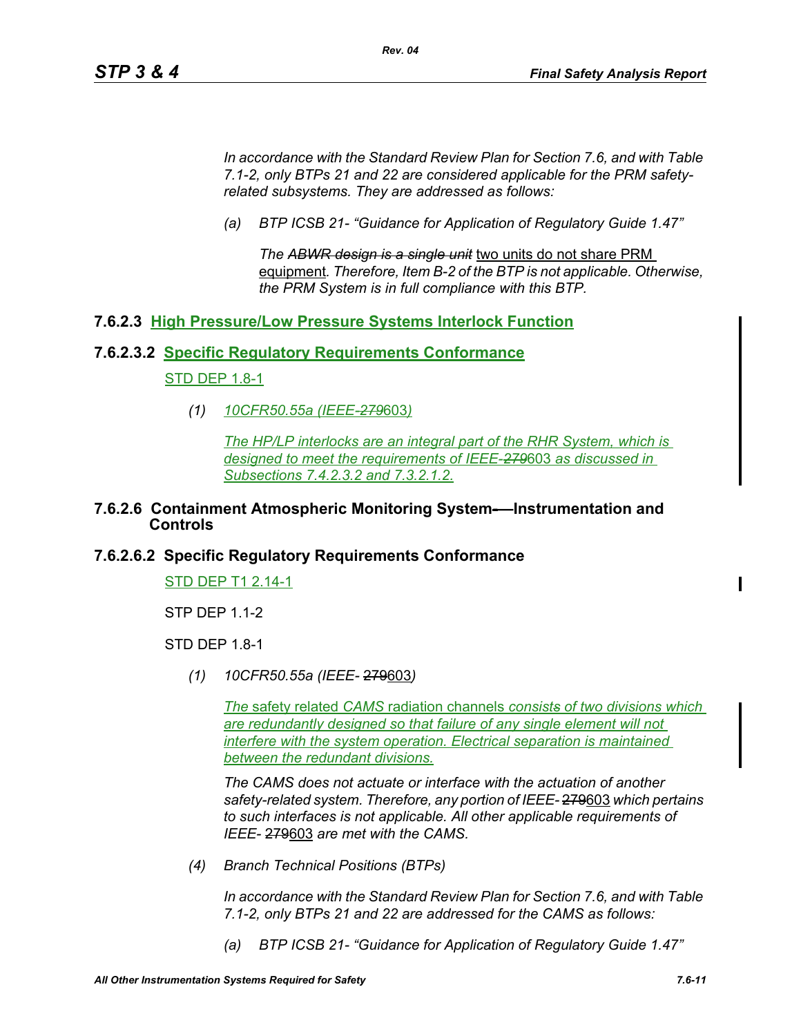*In accordance with the Standard Review Plan for Section 7.6, and with Table 7.1-2, only BTPs 21 and 22 are considered applicable for the PRM safety-related subsystems. They are addressed as follows:*

*(a) BTP ICSB 21- "Guidance for Application of Regulatory Guide 1.47"*

*The ~~ABWR design is a single unit~~* two units do not share PRM equipment*. Therefore, Item B-2 of the BTP is not applicable. Otherwise, the PRM System is in full compliance with this BTP.*

### 7.6.2.3 High Pressure/Low Pressure Systems Interlock Function

#### 7.6.2.3.2 Specific Regulatory Requirements Conformance

STD DEP 1.8-1

*(1) 10CFR50.55a (IEEE-~~279~~*603*)*

*The HP/LP interlocks are an integral part of the RHR System, which is designed to meet the requirements of IEEE-~~279~~*603 *as discussed in Subsections 7.4.2.3.2 and 7.3.2.1.2.*

### 7.6.2.6 Containment Atmospheric Monitoring System—Instrumentation and Controls

#### 7.6.2.6.2 Specific Regulatory Requirements Conformance

STD DEP T1 2.14-1

STP DEP 1.1-2

STD DEP 1.8-1

*(1) 10CFR50.55a (IEEE- ~~279~~*603*)*

*The* safety related *CAMS* radiation channels *consist~~s~~ of two divisions which are redundantly designed so that failure of any single element will not interfere with the system operation. Electrical separation is maintained between the redundant divisions.*

*The CAMS does not actuate or interface with the actuation of another safety-related system. Therefore, any portion of IEEE- ~~279~~*603 *which pertains to such interfaces is not applicable. All other applicable requirements of IEEE- ~~279~~*603 *are met with the CAMS.*

*(4) Branch Technical Positions (BTPs)*

*In accordance with the Standard Review Plan for Section 7.6, and with Table 7.1-2, only BTPs 21 and 22 are addressed for the CAMS as follows:*

*(a) BTP ICSB 21- "Guidance for Application of Regulatory Guide 1.47"*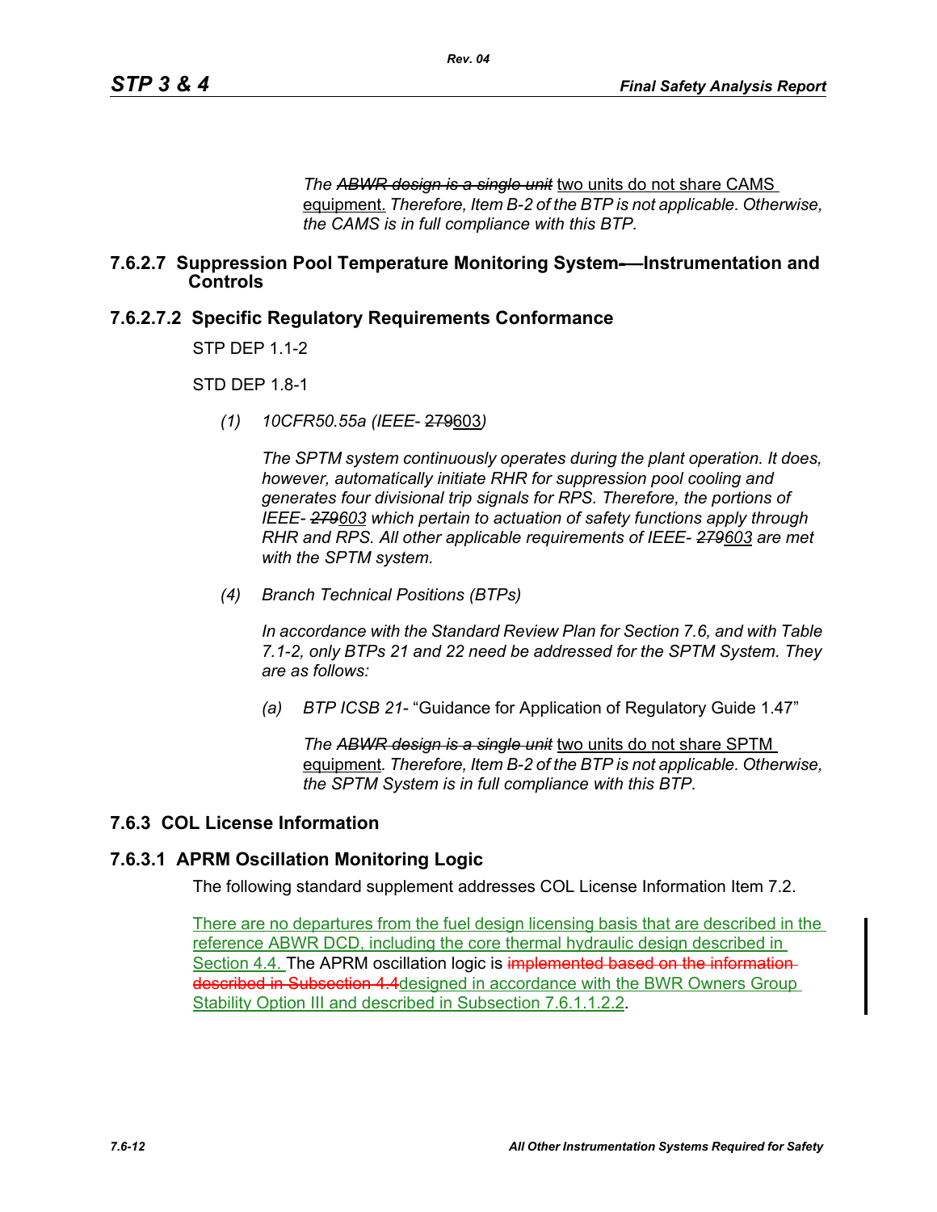*The ~~ABWR design is a single unit~~* two units do not share CAMS equipment. *Therefore, Item B-2 of the BTP is not applicable. Otherwise, the CAMS is in full compliance with this BTP.*

### 7.6.2.7 Suppression Pool Temperature Monitoring System—Instrumentation and Controls

### 7.6.2.7.2 Specific Regulatory Requirements Conformance

STP DEP 1.1-2

STD DEP 1.8-1

*(1) 10CFR50.55a (IEEE- ~~279~~*603*)*

*The SPTM system continuously operates during the plant operation. It does, however, automatically initiate RHR for suppression pool cooling and generates four divisional trip signals for RPS. Therefore, the portions of IEEE- ~~279~~603 which pertain to actuation of safety functions apply through RHR and RPS. All other applicable requirements of IEEE- ~~279~~603 are met with the SPTM system.*

*(4) Branch Technical Positions (BTPs)*

*In accordance with the Standard Review Plan for Section 7.6, and with Table 7.1-2, only BTPs 21 and 22 need be addressed for the SPTM System. They are as follows:*

*(a) BTP ICSB 21-* "Guidance for Application of Regulatory Guide 1.47"

*The ~~ABWR design is a single unit~~* two units do not share SPTM equipment*. Therefore, Item B-2 of the BTP is not applicable. Otherwise, the SPTM System is in full compliance with this BTP.*

## 7.6.3 COL License Information

### 7.6.3.1 APRM Oscillation Monitoring Logic

The following standard supplement addresses COL License Information Item 7.2.

There are no departures from the fuel design licensing basis that are described in the reference ABWR DCD, including the core thermal hydraulic design described in Section 4.4. The APRM oscillation logic is ~~implemented based on the information described in Subsection 4.4~~designed in accordance with the BWR Owners Group Stability Option III and described in Subsection 7.6.1.1.2.2.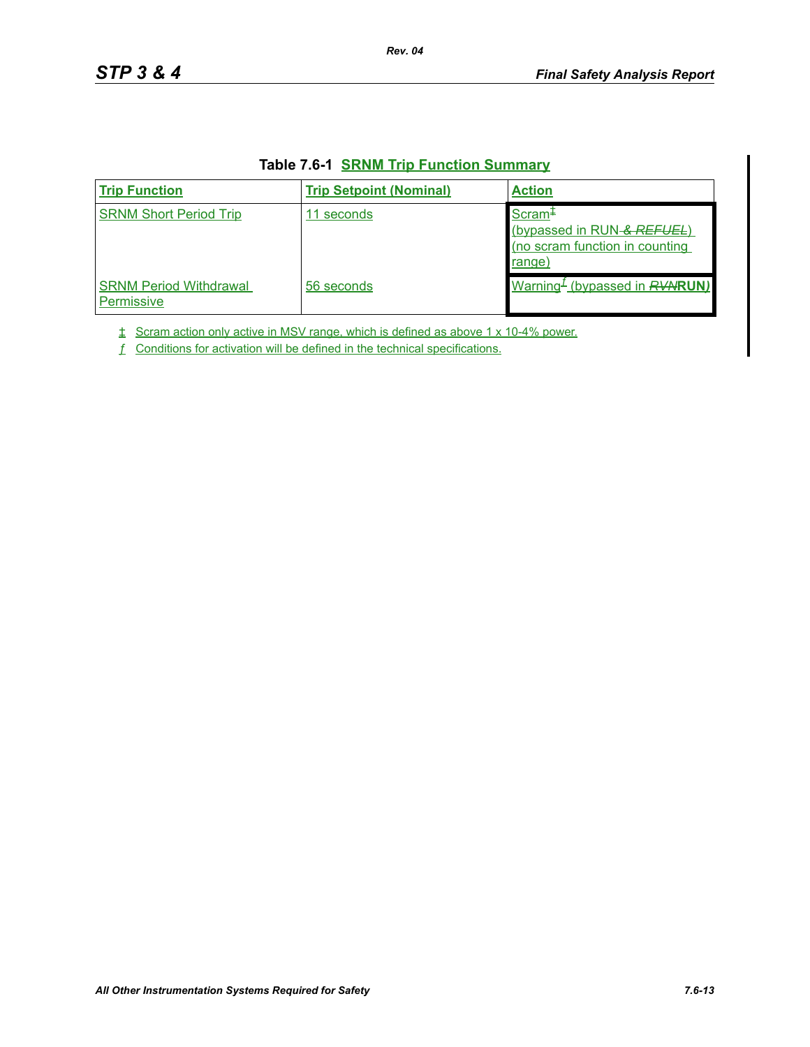**Table 7.6-1 SRNM Trip Function Summary**

| Trip Function | Trip Setpoint (Nominal) | Action |
|---|---|---|
| SRNM Short Period Trip | 11 seconds | Scram‡ (bypassed in RUN ~~& REFUEL~~) (no scram function in counting range) |
| SRNM Period Withdrawal Permissive | 56 seconds | Warning*ƒ* (bypassed in ~~RVN~~**RUN**) |

‡ Scram action only active in MSV range, which is defined as above 1 x 10-4% power.

*ƒ* Conditions for activation will be defined in the technical specifications.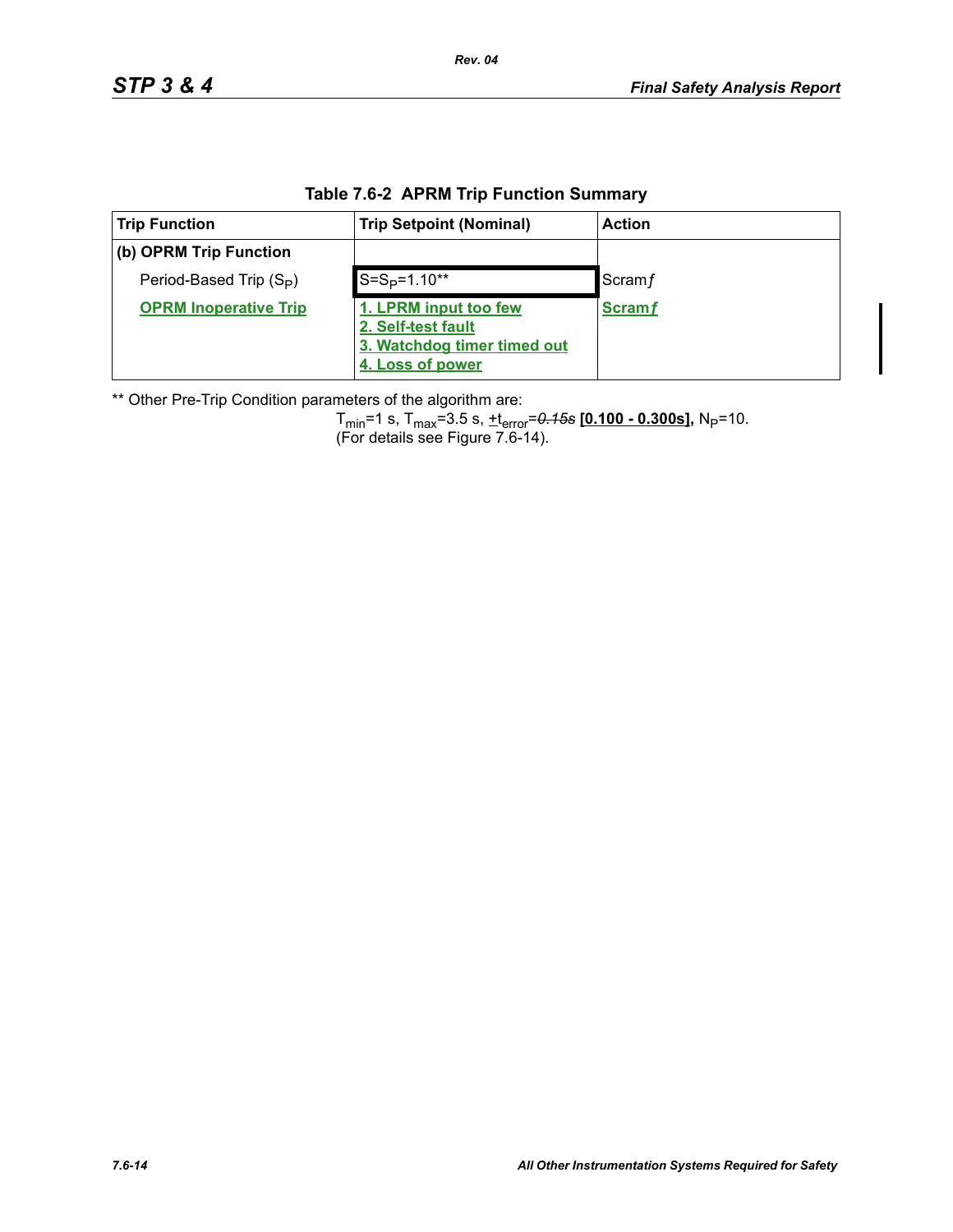**Table 7.6-2 APRM Trip Function Summary**

| Trip Function | Trip Setpoint (Nominal) | Action |
|---|---|---|
| **(b) OPRM Trip Function** | | |
| Period-Based Trip ($S_P$) | $S=S_P=1.10$** | Scram *f* |
| **OPRM Inoperative Trip** | **1. LPRM input too few**<br>**2. Self-test fault**<br>**3. Watchdog timer timed out**<br>**4. Loss of power** | **Scram *f*** |

** Other Pre-Trip Condition parameters of the algorithm are:

$T_{min}$=1 s, $T_{max}$=3.5 s, $\pm t_{error}$=~~*0.15s*~~ **[0.100 - 0.300s],** $N_P$=10.
(For details see Figure 7.6-14).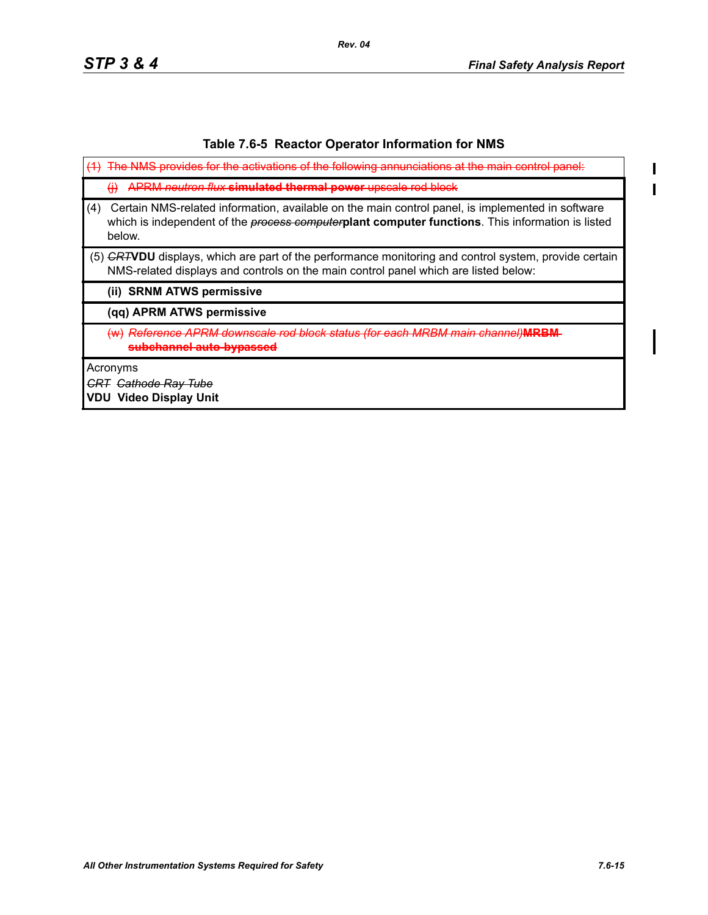## Table 7.6-5 Reactor Operator Information for NMS

| |
|---|
| ~~(1) The NMS provides for the activations of the following annunciations at the main control panel:~~ |
| ~~(j) APRM *neutron flux* **simulated thermal power** upscale rod block~~ |
| (4) Certain NMS-related information, available on the main control panel, is implemented in software which is independent of the ~~*process computer*~~**plant computer functions**. This information is listed below. |
| (5) ~~*CRT*~~**VDU** displays, which are part of the performance monitoring and control system, provide certain NMS-related displays and controls on the main control panel which are listed below: |
| **(ii) SRNM ATWS permissive** |
| **(qq) APRM ATWS permissive** |
| ~~(w) *Reference APRM downscale rod block status (for each MRBM main channel)* **MRBM subchannel auto-bypassed**~~ |
| Acronyms<br>~~*CRT Cathode Ray Tube*~~<br>**VDU Video Display Unit** |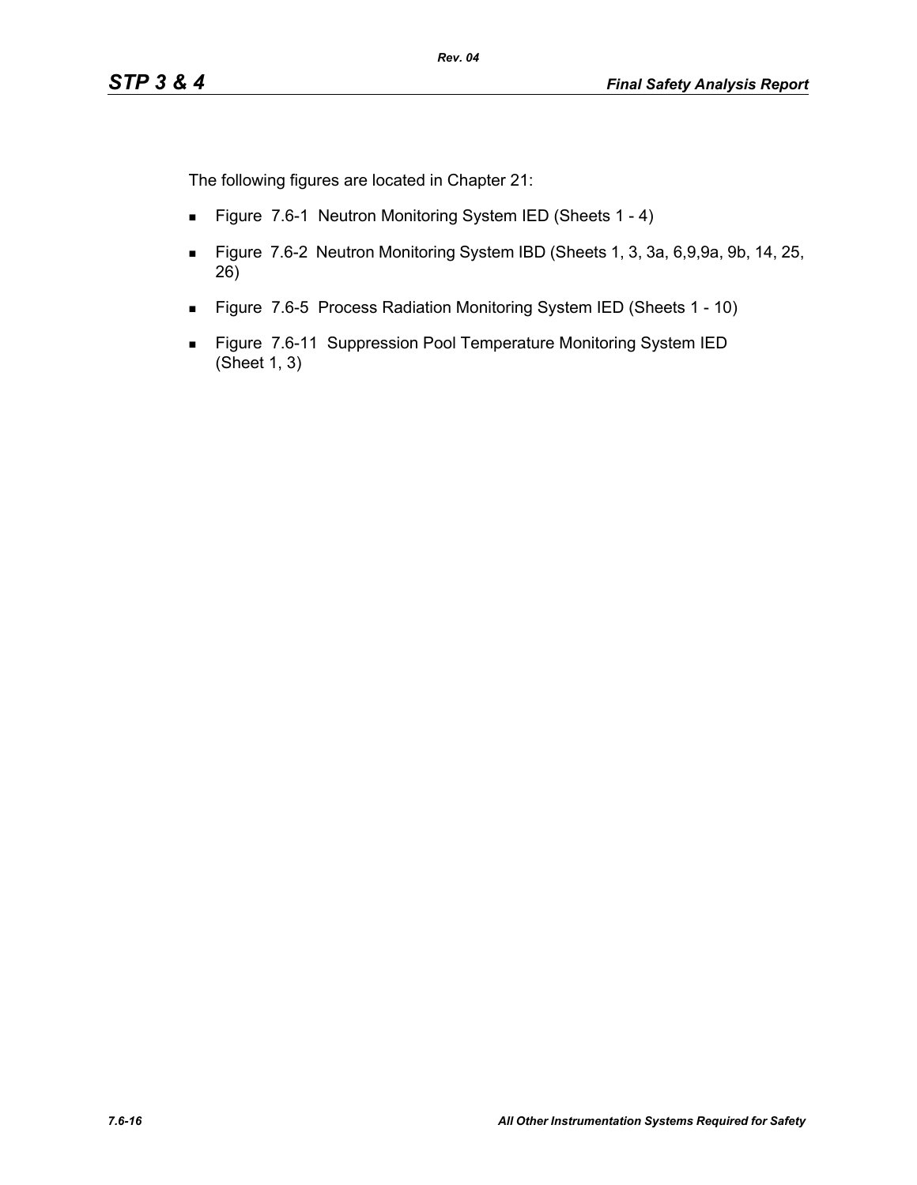The following figures are located in Chapter 21:

- Figure 7.6-1 Neutron Monitoring System IED (Sheets 1 - 4)
- Figure 7.6-2 Neutron Monitoring System IBD (Sheets 1, 3, 3a, 6,9,9a, 9b, 14, 25, 26)
- Figure 7.6-5 Process Radiation Monitoring System IED (Sheets 1 - 10)
- Figure 7.6-11 Suppression Pool Temperature Monitoring System IED (Sheet 1, 3)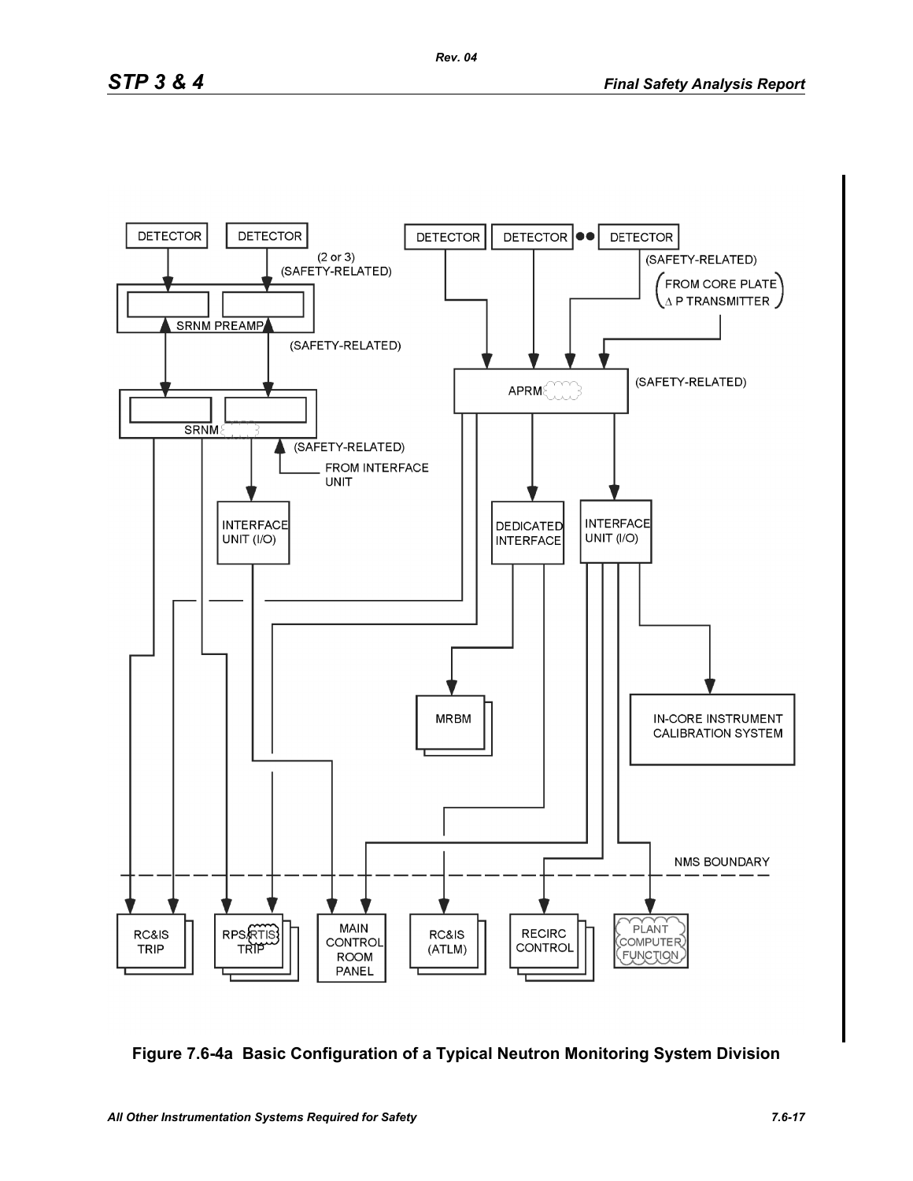DETECTOR | DETECTOR

(2 or 3)
(SAFETY-RELATED)

SRNM PREAMP

(SAFETY-RELATED)

SRNM

(SAFETY-RELATED)

FROM INTERFACE UNIT

INTERFACE UNIT (I/O)

DETECTOR | DETECTOR | DETECTOR

(SAFETY-RELATED)

(FROM CORE PLATE Δ P TRANSMITTER)

APRM

(SAFETY-RELATED)

DEDICATED INTERFACE

INTERFACE UNIT (I/O)

MRBM

IN-CORE INSTRUMENT CALIBRATION SYSTEM

NMS BOUNDARY

RC&IS TRIP | RPS/RTIS TRIP | MAIN CONTROL ROOM PANEL | RC&IS (ATLM) | RECIRC CONTROL | PLANT COMPUTER FUNCTION

**Figure 7.6-4a Basic Configuration of a Typical Neutron Monitoring System Division**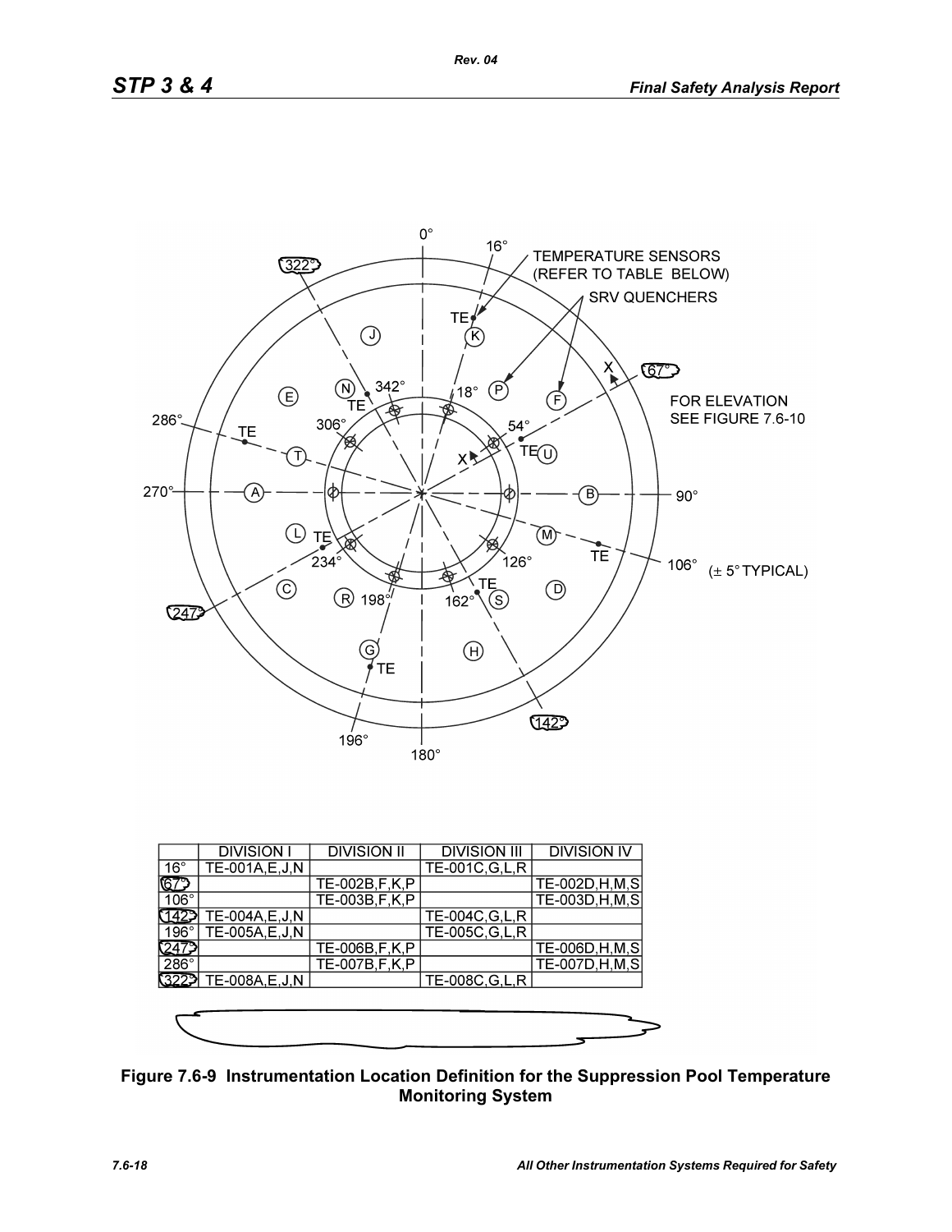| | DIVISION I | DIVISION II | DIVISION III | DIVISION IV |
|---|---|---|---|---|
| 16° | TE-001A,E,J,N | | TE-001C,G,L,R | |
| 67° | | TE-002B,F,K,P | | TE-002D,H,M,S |
| 106° | | TE-003B,F,K,P | | TE-003D,H,M,S |
| 142° | TE-004A,E,J,N | | TE-004C,G,L,R | |
| 196° | TE-005A,E,J,N | | TE-005C,G,L,R | |
| 247° | | TE-006B,F,K,P | | TE-006D,H,M,S |
| 286° | | TE-007B,F,K,P | | TE-007D,H,M,S |
| 322° | TE-008A,E,J,N | | TE-008C,G,L,R | |

**Figure 7.6-9 Instrumentation Location Definition for the Suppression Pool Temperature Monitoring System**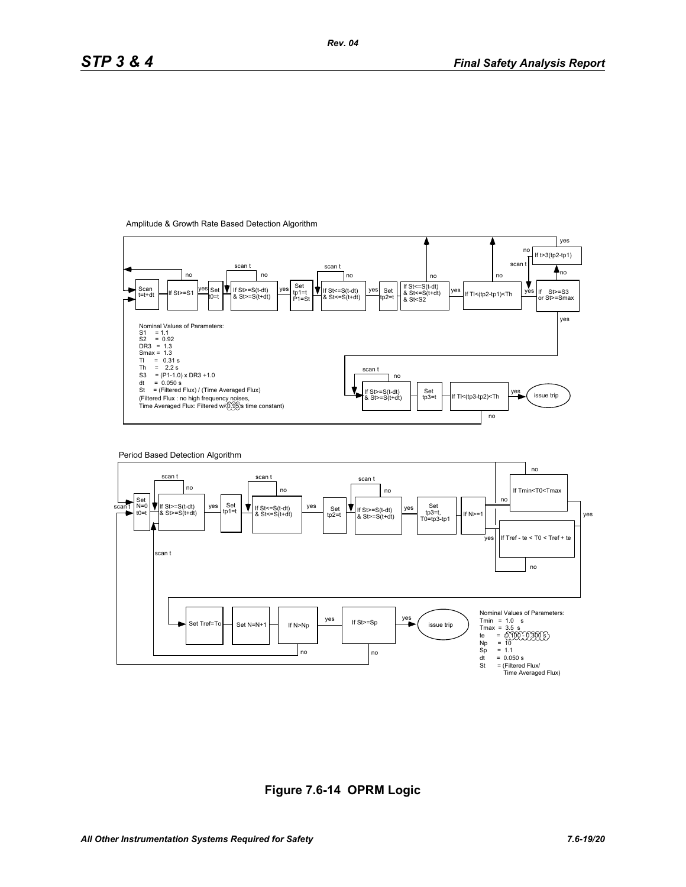Amplitude & Growth Rate Based Detection Algorithm

Scan t=t+dt

If St>=S1

Set t0=t

If St>=S(t-dt) & St>=S(t+dt)

Set tp1=t P1=St

If St<=S(t-dt) & St<=S(t+dt)

Set tp2=t

If St<=S(t-dt) & St<=S(t+dt) & St<S2

If Tl<(tp2-tp1)<Th

If St>=S3 or St>=Smax

If t>3(tp2-tp1)

If St>=S(t-dt) & St>=S(t+dt)

Set tp3=t

If Tl<(tp3-tp2)<Th

issue trip

scan t

yes

no

Nominal Values of Parameters:
S1 = 1.1
S2 = 0.92
DR3 = 1.3
Smax = 1.3
Tl = 0.31 s
Th = 2.2 s
S3 = (P1-1.0) x DR3 +1.0
dt = 0.050 s
St = (Filtered Flux) / (Time Averaged Flux)
(Filtered Flux : no high frequency noises,
Time Averaged Flux: Filtered w/ 0.95 s time constant)

Period Based Detection Algorithm

Set N=0 t0=t

If St>=S(t-dt) & St>=S(t+dt)

Set tp1=t

If St<=S(t-dt) & St<=S(t+dt)

Set tp2=t

If St>=S(t-dt) & St>=S(t+dt)

Set tp3=t, T0=tp3-tp1

If N>=1

If Tmin<T0<Tmax

If Tref - te < T0 < Tref + te

Set Tref=To

Set N=N+1

If N>Np

If St>=Sp

issue trip

scan t

yes

no

Nominal Values of Parameters:
Tmin = 1.0 s
Tmax = 3.5 s
te = 0.100 - 0.300 s
Np = 10
Sp = 1.1
dt = 0.050 s
St = (Filtered Flux/ Time Averaged Flux)

**Figure 7.6-14 OPRM Logic**